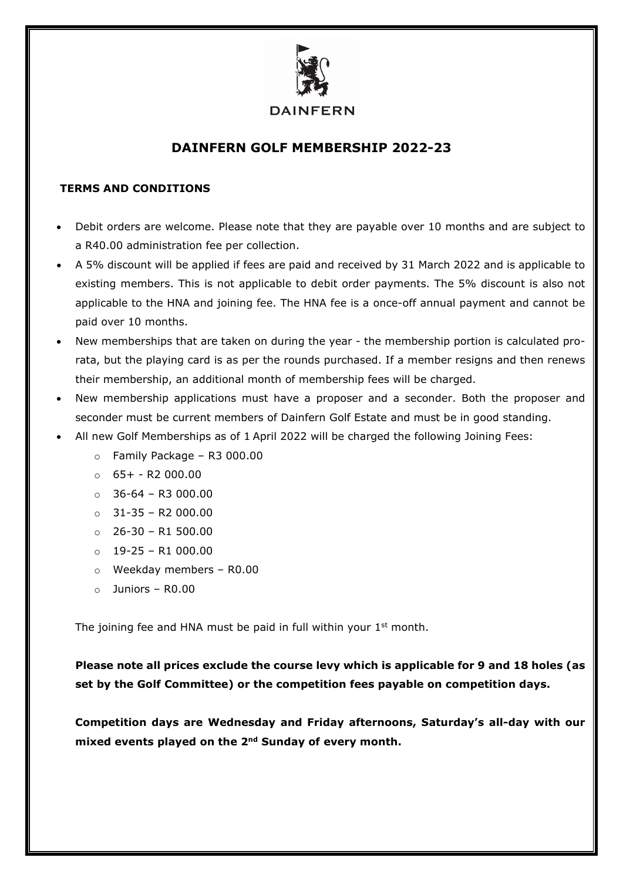DAINFERN

# DAINFERN GOLF MEMBERSHIP 2022-23

**TERMS AND CONDITIONS**

- Debit orders are welcome. Please note that they are payable over 10 months and are subject to a R40.00 administration fee per collection.
- A 5% discount will be applied if fees are paid and received by 31 March 2022 and is applicable to existing members. This is not applicable to debit order payments. The 5% discount is also not applicable to the HNA and joining fee. The HNA fee is a once-off annual payment and cannot be paid over 10 months.
- New memberships that are taken on during the year - the membership portion is calculated pro-rata, but the playing card is as per the rounds purchased. If a member resigns and then renews their membership, an additional month of membership fees will be charged.
- New membership applications must have a proposer and a seconder. Both the proposer and seconder must be current members of Dainfern Golf Estate and must be in good standing.
- All new Golf Memberships as of 1 April 2022 will be charged the following Joining Fees:
  - Family Package – R3 000.00
  - 65+ - R2 000.00
  - 36-64 – R3 000.00
  - 31-35 – R2 000.00
  - 26-30 – R1 500.00
  - 19-25 – R1 000.00
  - Weekday members – R0.00
  - Juniors – R0.00

  The joining fee and HNA must be paid in full within your 1st month.

  **Please note all prices exclude the course levy which is applicable for 9 and 18 holes (as set by the Golf Committee) or the competition fees payable on competition days.**

  **Competition days are Wednesday and Friday afternoons, Saturday's all-day with our mixed events played on the 2nd Sunday of every month.**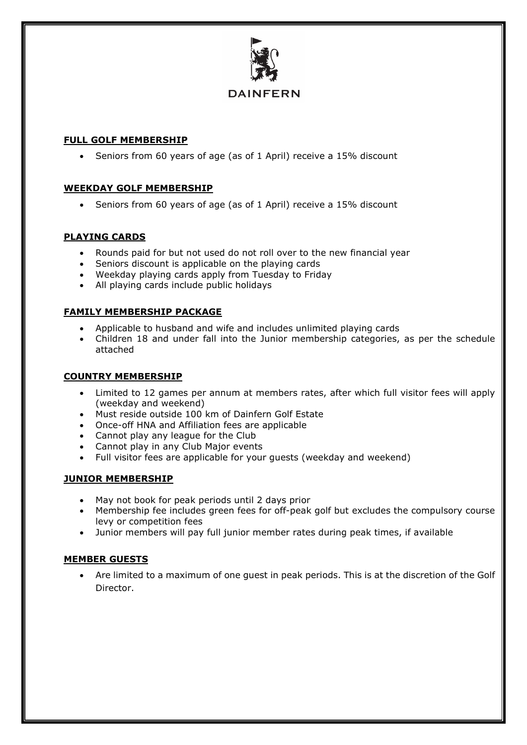DAINFERN

## FULL GOLF MEMBERSHIP

- Seniors from 60 years of age (as of 1 April) receive a 15% discount

## WEEKDAY GOLF MEMBERSHIP

- Seniors from 60 years of age (as of 1 April) receive a 15% discount

## PLAYING CARDS

- Rounds paid for but not used do not roll over to the new financial year
- Seniors discount is applicable on the playing cards
- Weekday playing cards apply from Tuesday to Friday
- All playing cards include public holidays

## FAMILY MEMBERSHIP PACKAGE

- Applicable to husband and wife and includes unlimited playing cards
- Children 18 and under fall into the Junior membership categories, as per the schedule attached

## COUNTRY MEMBERSHIP

- Limited to 12 games per annum at members rates, after which full visitor fees will apply (weekday and weekend)
- Must reside outside 100 km of Dainfern Golf Estate
- Once-off HNA and Affiliation fees are applicable
- Cannot play any league for the Club
- Cannot play in any Club Major events
- Full visitor fees are applicable for your guests (weekday and weekend)

## JUNIOR MEMBERSHIP

- May not book for peak periods until 2 days prior
- Membership fee includes green fees for off-peak golf but excludes the compulsory course levy or competition fees
- Junior members will pay full junior member rates during peak times, if available

## MEMBER GUESTS

- Are limited to a maximum of one guest in peak periods. This is at the discretion of the Golf Director.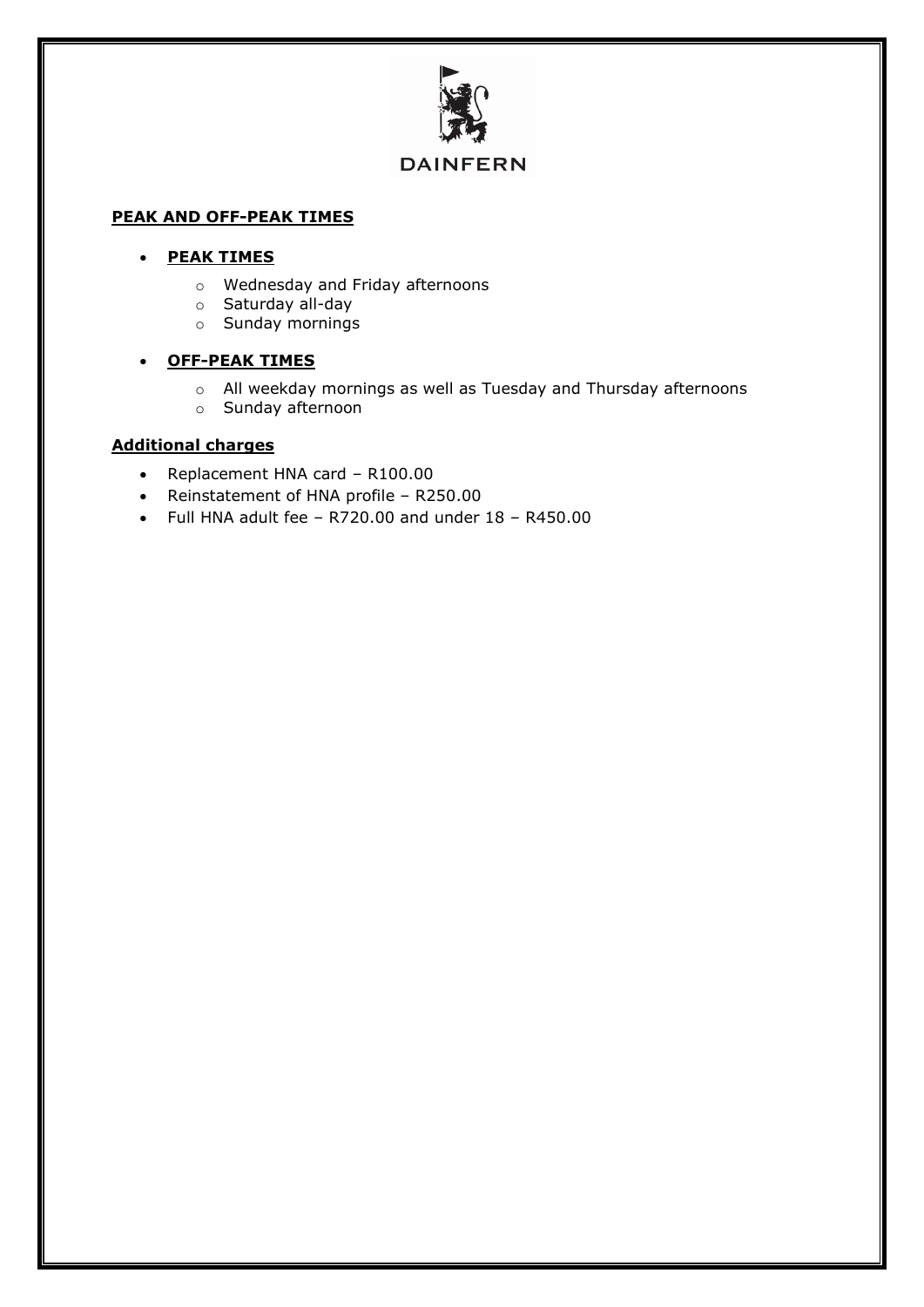DAINFERN

**PEAK AND OFF-PEAK TIMES**

- **PEAK TIMES**
  - Wednesday and Friday afternoons
  - Saturday all-day
  - Sunday mornings

- **OFF-PEAK TIMES**
  - All weekday mornings as well as Tuesday and Thursday afternoons
  - Sunday afternoon

**Additional charges**

- Replacement HNA card – R100.00
- Reinstatement of HNA profile – R250.00
- Full HNA adult fee – R720.00 and under 18 – R450.00